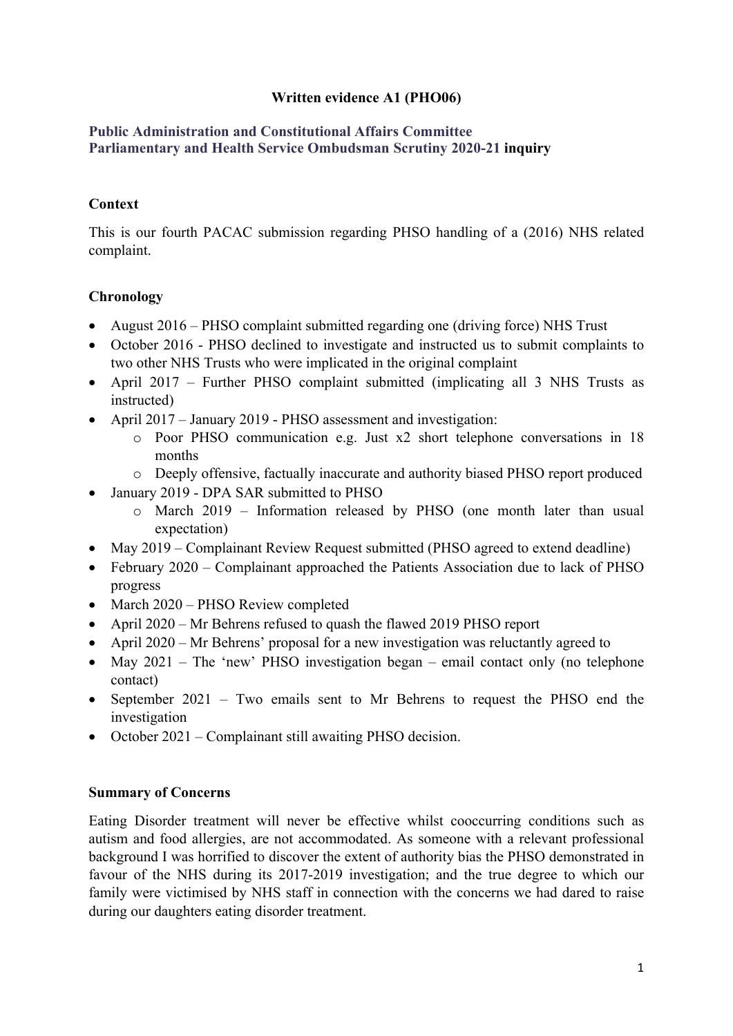**Written evidence A1 (PHO06)**

**Public Administration and Constitutional Affairs Committee**
**Parliamentary and Health Service Ombudsman Scrutiny 2020-21 inquiry**

**Context**

This is our fourth PACAC submission regarding PHSO handling of a (2016) NHS related complaint.

**Chronology**

- August 2016 – PHSO complaint submitted regarding one (driving force) NHS Trust
- October 2016 - PHSO declined to investigate and instructed us to submit complaints to two other NHS Trusts who were implicated in the original complaint
- April 2017 – Further PHSO complaint submitted (implicating all 3 NHS Trusts as instructed)
- April 2017 – January 2019 - PHSO assessment and investigation:
  - Poor PHSO communication e.g. Just x2 short telephone conversations in 18 months
  - Deeply offensive, factually inaccurate and authority biased PHSO report produced
- January 2019 - DPA SAR submitted to PHSO
  - March 2019 – Information released by PHSO (one month later than usual expectation)
- May 2019 – Complainant Review Request submitted (PHSO agreed to extend deadline)
- February 2020 – Complainant approached the Patients Association due to lack of PHSO progress
- March 2020 – PHSO Review completed
- April 2020 – Mr Behrens refused to quash the flawed 2019 PHSO report
- April 2020 – Mr Behrens' proposal for a new investigation was reluctantly agreed to
- May 2021 – The 'new' PHSO investigation began – email contact only (no telephone contact)
- September 2021 – Two emails sent to Mr Behrens to request the PHSO end the investigation
- October 2021 – Complainant still awaiting PHSO decision.

**Summary of Concerns**

Eating Disorder treatment will never be effective whilst cooccurring conditions such as autism and food allergies, are not accommodated. As someone with a relevant professional background I was horrified to discover the extent of authority bias the PHSO demonstrated in favour of the NHS during its 2017-2019 investigation; and the true degree to which our family were victimised by NHS staff in connection with the concerns we had dared to raise during our daughters eating disorder treatment.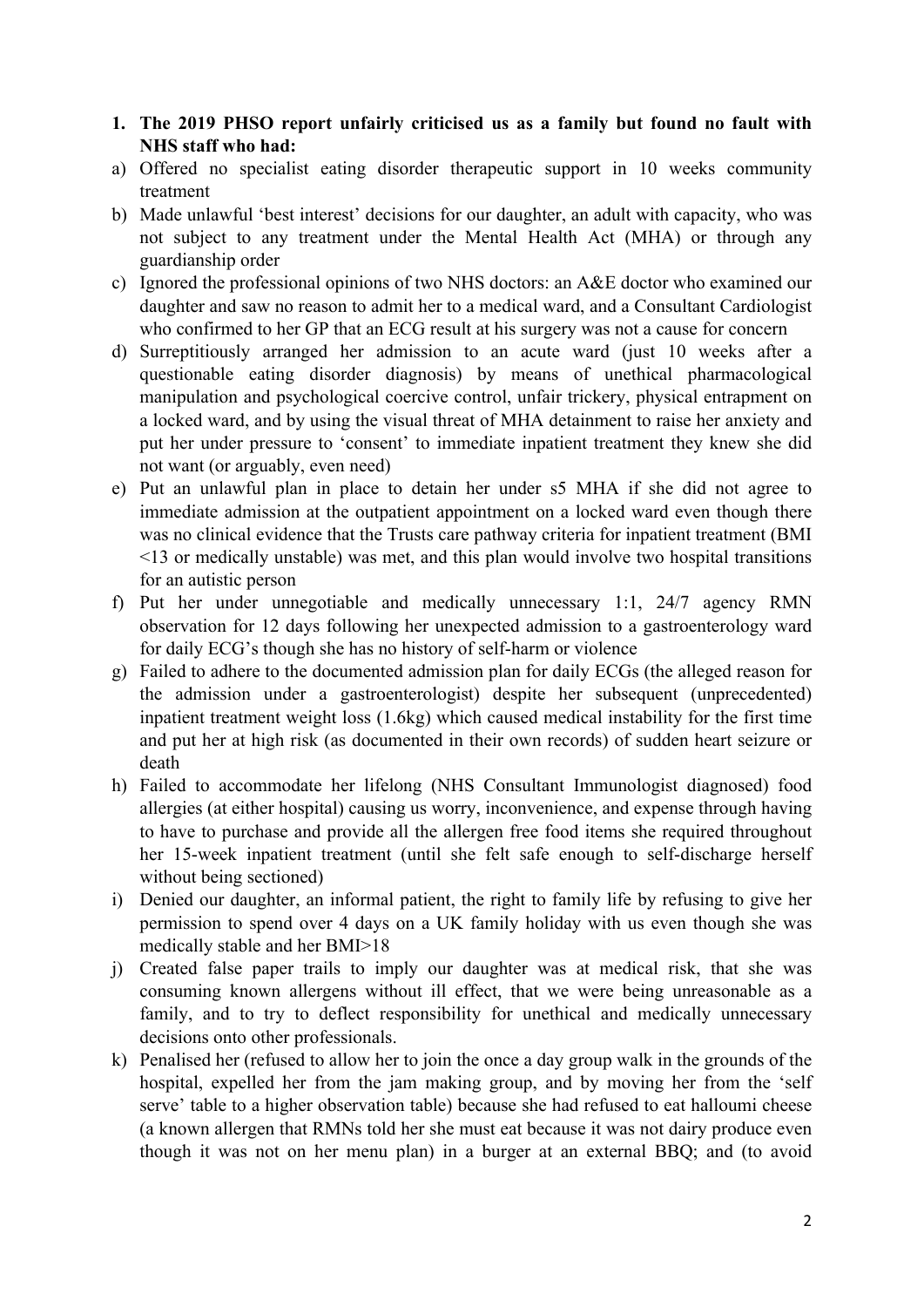1. **The 2019 PHSO report unfairly criticised us as a family but found no fault with NHS staff who had:**

a) Offered no specialist eating disorder therapeutic support in 10 weeks community treatment

b) Made unlawful 'best interest' decisions for our daughter, an adult with capacity, who was not subject to any treatment under the Mental Health Act (MHA) or through any guardianship order

c) Ignored the professional opinions of two NHS doctors: an A&E doctor who examined our daughter and saw no reason to admit her to a medical ward, and a Consultant Cardiologist who confirmed to her GP that an ECG result at his surgery was not a cause for concern

d) Surreptitiously arranged her admission to an acute ward (just 10 weeks after a questionable eating disorder diagnosis) by means of unethical pharmacological manipulation and psychological coercive control, unfair trickery, physical entrapment on a locked ward, and by using the visual threat of MHA detainment to raise her anxiety and put her under pressure to 'consent' to immediate inpatient treatment they knew she did not want (or arguably, even need)

e) Put an unlawful plan in place to detain her under s5 MHA if she did not agree to immediate admission at the outpatient appointment on a locked ward even though there was no clinical evidence that the Trusts care pathway criteria for inpatient treatment (BMI <13 or medically unstable) was met, and this plan would involve two hospital transitions for an autistic person

f) Put her under unnegotiable and medically unnecessary 1:1, 24/7 agency RMN observation for 12 days following her unexpected admission to a gastroenterology ward for daily ECG's though she has no history of self-harm or violence

g) Failed to adhere to the documented admission plan for daily ECGs (the alleged reason for the admission under a gastroenterologist) despite her subsequent (unprecedented) inpatient treatment weight loss (1.6kg) which caused medical instability for the first time and put her at high risk (as documented in their own records) of sudden heart seizure or death

h) Failed to accommodate her lifelong (NHS Consultant Immunologist diagnosed) food allergies (at either hospital) causing us worry, inconvenience, and expense through having to have to purchase and provide all the allergen free food items she required throughout her 15-week inpatient treatment (until she felt safe enough to self-discharge herself without being sectioned)

i) Denied our daughter, an informal patient, the right to family life by refusing to give her permission to spend over 4 days on a UK family holiday with us even though she was medically stable and her BMI>18

j) Created false paper trails to imply our daughter was at medical risk, that she was consuming known allergens without ill effect, that we were being unreasonable as a family, and to try to deflect responsibility for unethical and medically unnecessary decisions onto other professionals.

k) Penalised her (refused to allow her to join the once a day group walk in the grounds of the hospital, expelled her from the jam making group, and by moving her from the 'self serve' table to a higher observation table) because she had refused to eat halloumi cheese (a known allergen that RMNs told her she must eat because it was not dairy produce even though it was not on her menu plan) in a burger at an external BBQ; and (to avoid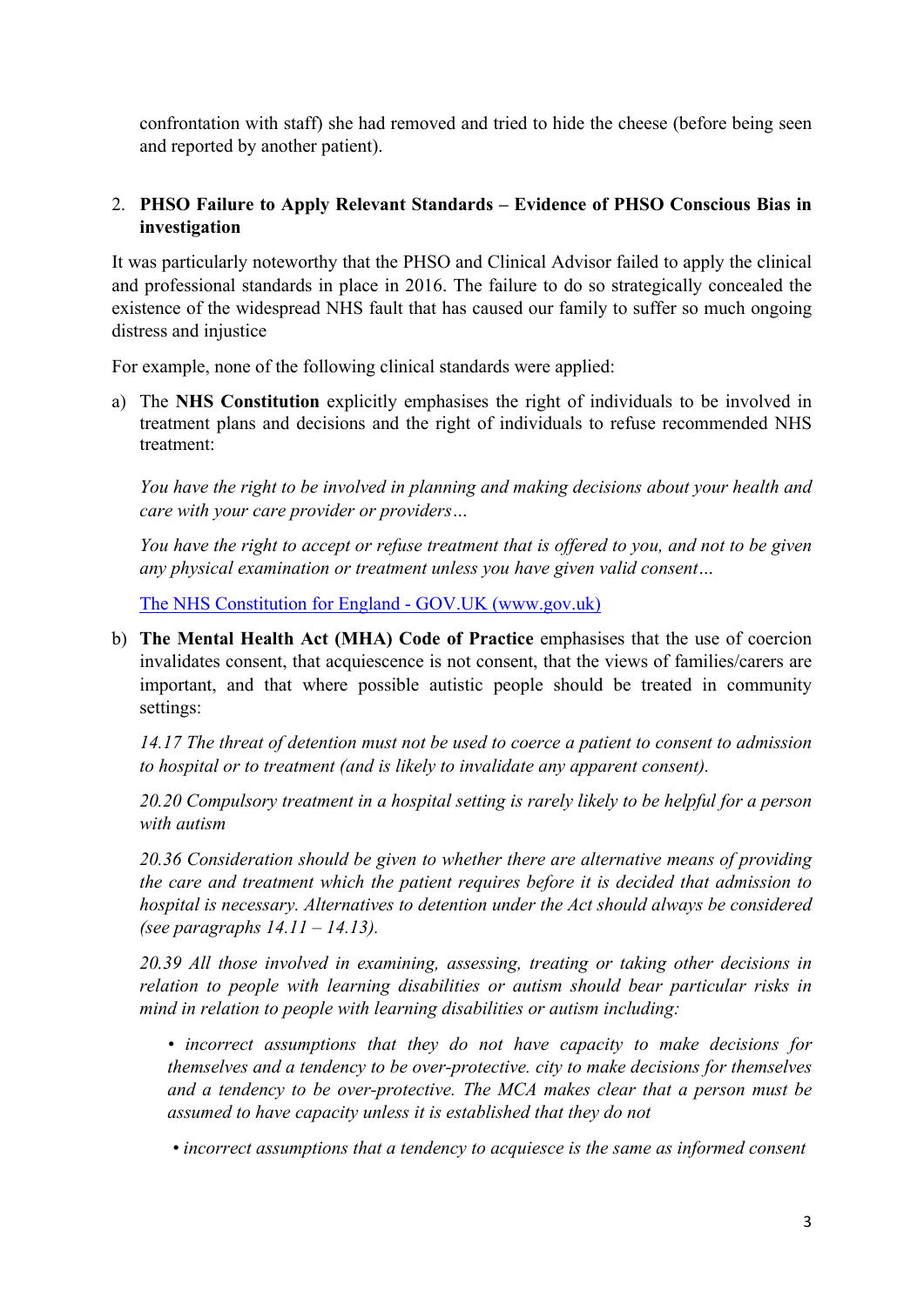confrontation with staff) she had removed and tried to hide the cheese (before being seen and reported by another patient).

2. **PHSO Failure to Apply Relevant Standards – Evidence of PHSO Conscious Bias in investigation**

It was particularly noteworthy that the PHSO and Clinical Advisor failed to apply the clinical and professional standards in place in 2016. The failure to do so strategically concealed the existence of the widespread NHS fault that has caused our family to suffer so much ongoing distress and injustice

For example, none of the following clinical standards were applied:

a) The **NHS Constitution** explicitly emphasises the right of individuals to be involved in treatment plans and decisions and the right of individuals to refuse recommended NHS treatment:

   *You have the right to be involved in planning and making decisions about your health and care with your care provider or providers…*

   *You have the right to accept or refuse treatment that is offered to you, and not to be given any physical examination or treatment unless you have given valid consent…*

   [The NHS Constitution for England - GOV.UK (www.gov.uk)]

b) **The Mental Health Act (MHA) Code of Practice** emphasises that the use of coercion invalidates consent, that acquiescence is not consent, that the views of families/carers are important, and that where possible autistic people should be treated in community settings:

   *14.17 The threat of detention must not be used to coerce a patient to consent to admission to hospital or to treatment (and is likely to invalidate any apparent consent).*

   *20.20 Compulsory treatment in a hospital setting is rarely likely to be helpful for a person with autism*

   *20.36 Consideration should be given to whether there are alternative means of providing the care and treatment which the patient requires before it is decided that admission to hospital is necessary. Alternatives to detention under the Act should always be considered (see paragraphs 14.11 – 14.13).*

   *20.39 All those involved in examining, assessing, treating or taking other decisions in relation to people with learning disabilities or autism should bear particular risks in mind in relation to people with learning disabilities or autism including:*

   - *incorrect assumptions that they do not have capacity to make decisions for themselves and a tendency to be over-protective. city to make decisions for themselves and a tendency to be over-protective. The MCA makes clear that a person must be assumed to have capacity unless it is established that they do not*
   - *incorrect assumptions that a tendency to acquiesce is the same as informed consent*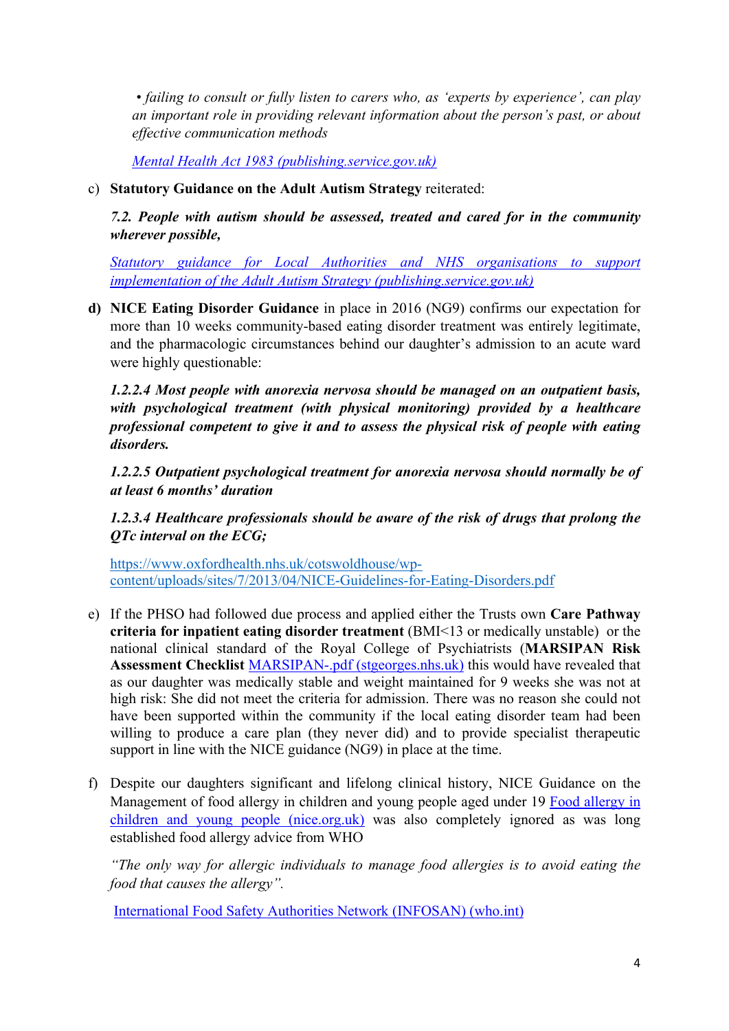*• failing to consult or fully listen to carers who, as 'experts by experience', can play an important role in providing relevant information about the person's past, or about effective communication methods*

*Mental Health Act 1983 (publishing.service.gov.uk)*

c) **Statutory Guidance on the Adult Autism Strategy** reiterated:

***7.2. People with autism should be assessed, treated and cared for in the community wherever possible,***

*Statutory guidance for Local Authorities and NHS organisations to support implementation of the Adult Autism Strategy (publishing.service.gov.uk)*

**d) NICE Eating Disorder Guidance** in place in 2016 (NG9) confirms our expectation for more than 10 weeks community-based eating disorder treatment was entirely legitimate, and the pharmacologic circumstances behind our daughter's admission to an acute ward were highly questionable:

***1.2.2.4 Most people with anorexia nervosa should be managed on an outpatient basis, with psychological treatment (with physical monitoring) provided by a healthcare professional competent to give it and to assess the physical risk of people with eating disorders.***

***1.2.2.5 Outpatient psychological treatment for anorexia nervosa should normally be of at least 6 months' duration***

***1.2.3.4 Healthcare professionals should be aware of the risk of drugs that prolong the QTc interval on the ECG;***

https://www.oxfordhealth.nhs.uk/cotswoldhouse/wp-content/uploads/sites/7/2013/04/NICE-Guidelines-for-Eating-Disorders.pdf

e) If the PHSO had followed due process and applied either the Trusts own **Care Pathway criteria for inpatient eating disorder treatment** (BMI<13 or medically unstable) or the national clinical standard of the Royal College of Psychiatrists (**MARSIPAN Risk Assessment Checklist** MARSIPAN-.pdf (stgeorges.nhs.uk) this would have revealed that as our daughter was medically stable and weight maintained for 9 weeks she was not at high risk: She did not meet the criteria for admission. There was no reason she could not have been supported within the community if the local eating disorder team had been willing to produce a care plan (they never did) and to provide specialist therapeutic support in line with the NICE guidance (NG9) in place at the time.

f) Despite our daughters significant and lifelong clinical history, NICE Guidance on the Management of food allergy in children and young people aged under 19 Food allergy in children and young people (nice.org.uk) was also completely ignored as was long established food allergy advice from WHO

*"The only way for allergic individuals to manage food allergies is to avoid eating the food that causes the allergy".*

International Food Safety Authorities Network (INFOSAN) (who.int)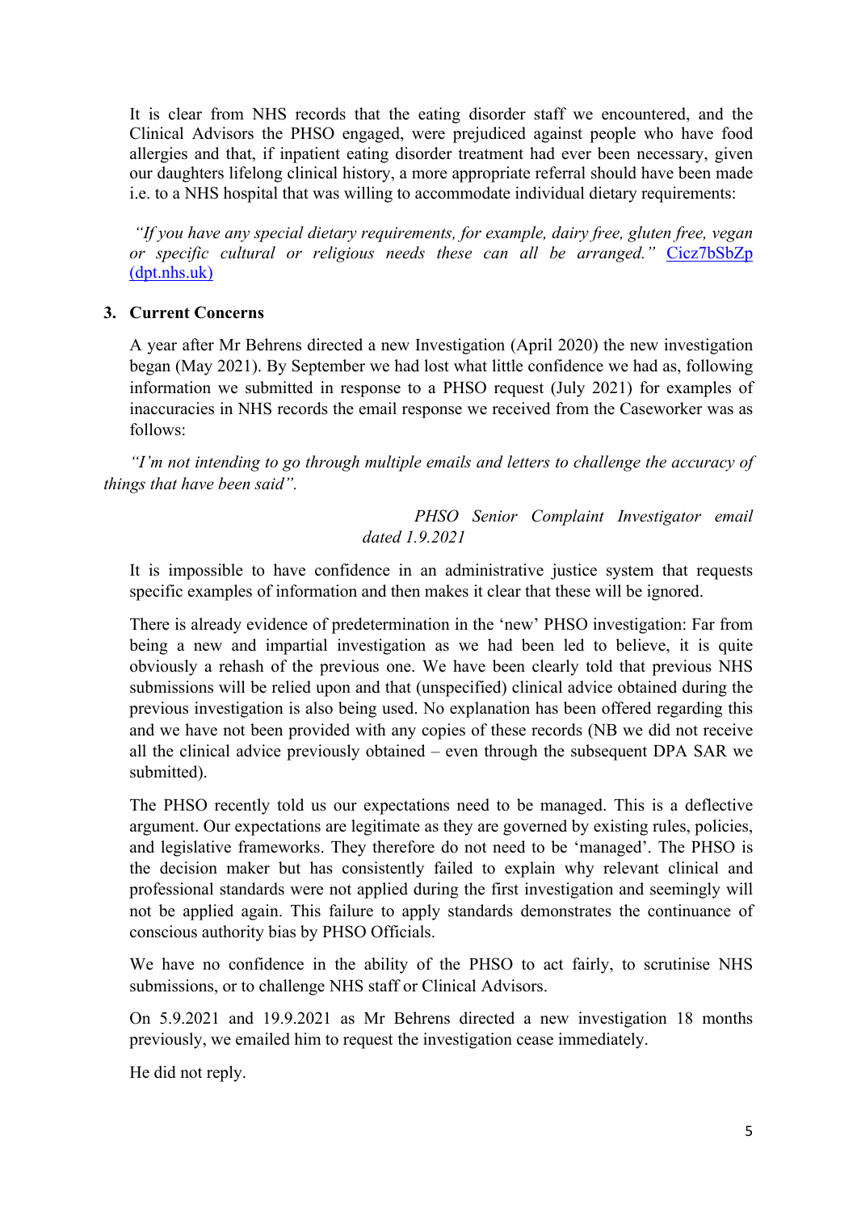It is clear from NHS records that the eating disorder staff we encountered, and the Clinical Advisors the PHSO engaged, were prejudiced against people who have food allergies and that, if inpatient eating disorder treatment had ever been necessary, given our daughters lifelong clinical history, a more appropriate referral should have been made i.e. to a NHS hospital that was willing to accommodate individual dietary requirements:

*"If you have any special dietary requirements, for example, dairy free, gluten free, vegan or specific cultural or religious needs these can all be arranged."* [Cicz7bSbZp (dpt.nhs.uk)]

## 3. Current Concerns

A year after Mr Behrens directed a new Investigation (April 2020) the new investigation began (May 2021). By September we had lost what little confidence we had as, following information we submitted in response to a PHSO request (July 2021) for examples of inaccuracies in NHS records the email response we received from the Caseworker was as follows:

*"I'm not intending to go through multiple emails and letters to challenge the accuracy of things that have been said".*

*PHSO Senior Complaint Investigator email dated 1.9.2021*

It is impossible to have confidence in an administrative justice system that requests specific examples of information and then makes it clear that these will be ignored.

There is already evidence of predetermination in the 'new' PHSO investigation: Far from being a new and impartial investigation as we had been led to believe, it is quite obviously a rehash of the previous one. We have been clearly told that previous NHS submissions will be relied upon and that (unspecified) clinical advice obtained during the previous investigation is also being used. No explanation has been offered regarding this and we have not been provided with any copies of these records (NB we did not receive all the clinical advice previously obtained – even through the subsequent DPA SAR we submitted).

The PHSO recently told us our expectations need to be managed. This is a deflective argument. Our expectations are legitimate as they are governed by existing rules, policies, and legislative frameworks. They therefore do not need to be 'managed'. The PHSO is the decision maker but has consistently failed to explain why relevant clinical and professional standards were not applied during the first investigation and seemingly will not be applied again. This failure to apply standards demonstrates the continuance of conscious authority bias by PHSO Officials.

We have no confidence in the ability of the PHSO to act fairly, to scrutinise NHS submissions, or to challenge NHS staff or Clinical Advisors.

On 5.9.2021 and 19.9.2021 as Mr Behrens directed a new investigation 18 months previously, we emailed him to request the investigation cease immediately.

He did not reply.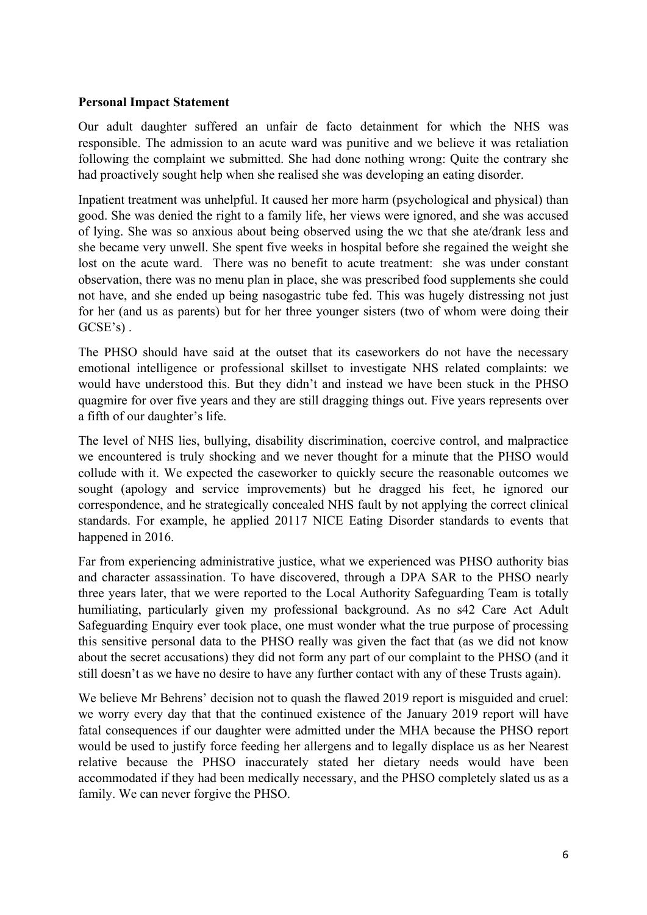**Personal Impact Statement**

Our adult daughter suffered an unfair de facto detainment for which the NHS was responsible. The admission to an acute ward was punitive and we believe it was retaliation following the complaint we submitted. She had done nothing wrong: Quite the contrary she had proactively sought help when she realised she was developing an eating disorder.

Inpatient treatment was unhelpful. It caused her more harm (psychological and physical) than good. She was denied the right to a family life, her views were ignored, and she was accused of lying. She was so anxious about being observed using the wc that she ate/drank less and she became very unwell. She spent five weeks in hospital before she regained the weight she lost on the acute ward. There was no benefit to acute treatment: she was under constant observation, there was no menu plan in place, she was prescribed food supplements she could not have, and she ended up being nasogastric tube fed. This was hugely distressing not just for her (and us as parents) but for her three younger sisters (two of whom were doing their GCSE's) .

The PHSO should have said at the outset that its caseworkers do not have the necessary emotional intelligence or professional skillset to investigate NHS related complaints: we would have understood this. But they didn't and instead we have been stuck in the PHSO quagmire for over five years and they are still dragging things out. Five years represents over a fifth of our daughter's life.

The level of NHS lies, bullying, disability discrimination, coercive control, and malpractice we encountered is truly shocking and we never thought for a minute that the PHSO would collude with it. We expected the caseworker to quickly secure the reasonable outcomes we sought (apology and service improvements) but he dragged his feet, he ignored our correspondence, and he strategically concealed NHS fault by not applying the correct clinical standards. For example, he applied 20117 NICE Eating Disorder standards to events that happened in 2016.

Far from experiencing administrative justice, what we experienced was PHSO authority bias and character assassination. To have discovered, through a DPA SAR to the PHSO nearly three years later, that we were reported to the Local Authority Safeguarding Team is totally humiliating, particularly given my professional background. As no s42 Care Act Adult Safeguarding Enquiry ever took place, one must wonder what the true purpose of processing this sensitive personal data to the PHSO really was given the fact that (as we did not know about the secret accusations) they did not form any part of our complaint to the PHSO (and it still doesn't as we have no desire to have any further contact with any of these Trusts again).

We believe Mr Behrens' decision not to quash the flawed 2019 report is misguided and cruel: we worry every day that that the continued existence of the January 2019 report will have fatal consequences if our daughter were admitted under the MHA because the PHSO report would be used to justify force feeding her allergens and to legally displace us as her Nearest relative because the PHSO inaccurately stated her dietary needs would have been accommodated if they had been medically necessary, and the PHSO completely slated us as a family. We can never forgive the PHSO.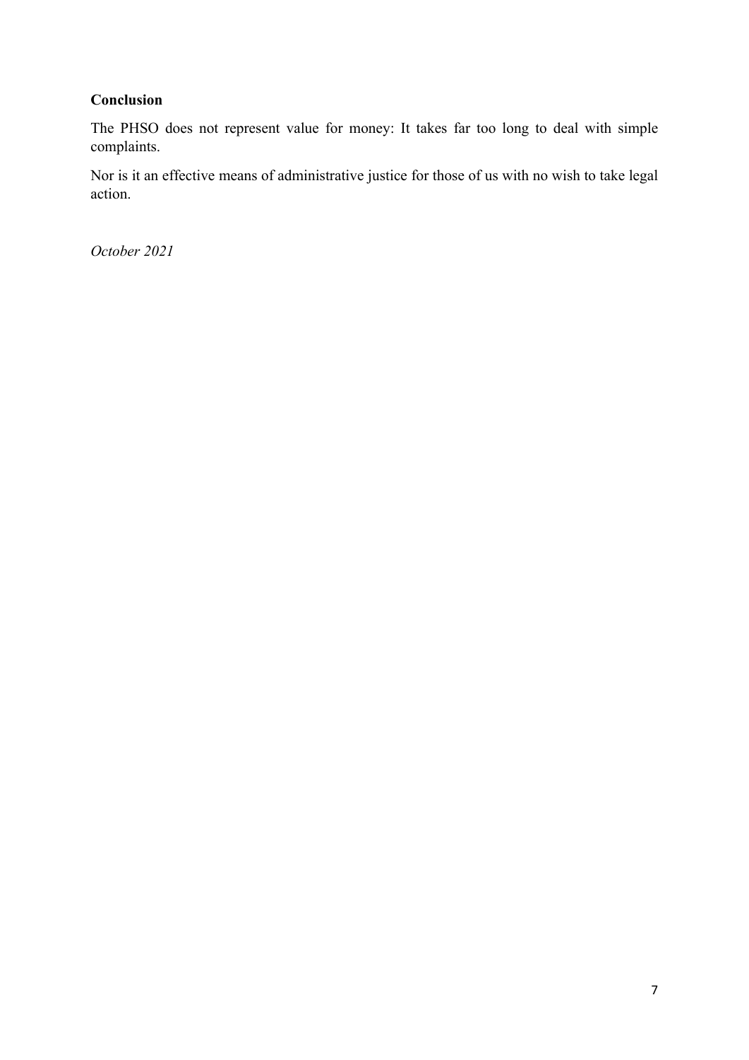**Conclusion**

The PHSO does not represent value for money: It takes far too long to deal with simple complaints.

Nor is it an effective means of administrative justice for those of us with no wish to take legal action.

*October 2021*